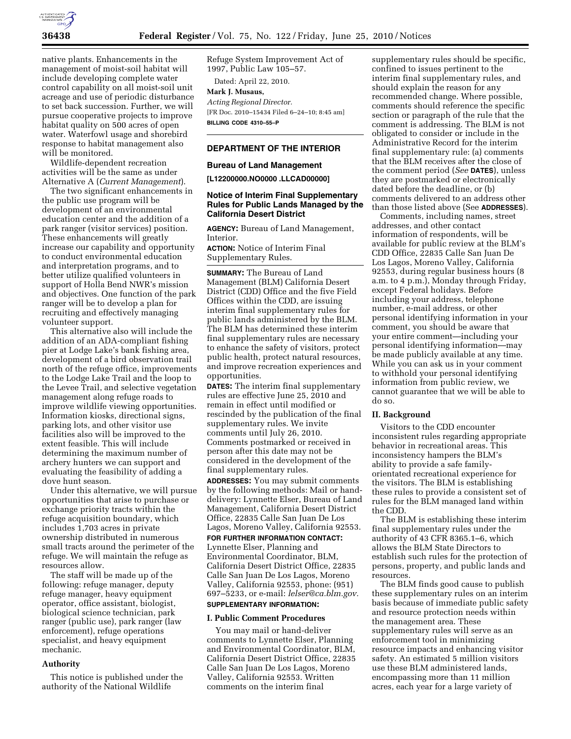native plants. Enhancements in the management of moist-soil habitat will include developing complete water control capability on all moist-soil unit acreage and use of periodic disturbance to set back succession. Further, we will pursue cooperative projects to improve habitat quality on 500 acres of open water. Waterfowl usage and shorebird response to habitat management also will be monitored.

Wildlife-dependent recreation activities will be the same as under Alternative A (*Current Management*).

The two significant enhancements in the public use program will be development of an environmental education center and the addition of a park ranger (visitor services) position. These enhancements will greatly increase our capability and opportunity to conduct environmental education and interpretation programs, and to better utilize qualified volunteers in support of Holla Bend NWR's mission and objectives. One function of the park ranger will be to develop a plan for recruiting and effectively managing volunteer support.

This alternative also will include the addition of an ADA-compliant fishing pier at Lodge Lake's bank fishing area, development of a bird observation trail north of the refuge office, improvements to the Lodge Lake Trail and the loop to the Levee Trail, and selective vegetation management along refuge roads to improve wildlife viewing opportunities. Information kiosks, directional signs, parking lots, and other visitor use facilities also will be improved to the extent feasible. This will include determining the maximum number of archery hunters we can support and evaluating the feasibility of adding a dove hunt season.

Under this alternative, we will pursue opportunities that arise to purchase or exchange priority tracts within the refuge acquisition boundary, which includes 1,703 acres in private ownership distributed in numerous small tracts around the perimeter of the refuge. We will maintain the refuge as resources allow.

The staff will be made up of the following: refuge manager, deputy refuge manager, heavy equipment operator, office assistant, biologist, biological science technician, park ranger (public use), park ranger (law enforcement), refuge operations specialist, and heavy equipment mechanic.

### Authority

This notice is published under the authority of the National Wildlife Refuge System Improvement Act of 1997, Public Law 105–57.

Dated: April 22, 2010.

**Mark J. Musaus,**

*Acting Regional Director.*

[FR Doc. 2010–15434 Filed 6–24–10; 8:45 am]

**BILLING CODE 4310–55–P**

## DEPARTMENT OF THE INTERIOR

### Bureau of Land Management

**[L12200000.NO0000 .LLCAD00000]**

### Notice of Interim Final Supplementary Rules for Public Lands Managed by the California Desert District

**AGENCY:** Bureau of Land Management, Interior.

**ACTION:** Notice of Interim Final Supplementary Rules.

**SUMMARY:** The Bureau of Land Management (BLM) California Desert District (CDD) Office and the five Field Offices within the CDD, are issuing interim final supplementary rules for public lands administered by the BLM. The BLM has determined these interim final supplementary rules are necessary to enhance the safety of visitors, protect public health, protect natural resources, and improve recreation experiences and opportunities.

**DATES:** The interim final supplementary rules are effective June 25, 2010 and remain in effect until modified or rescinded by the publication of the final supplementary rules. We invite comments until July 26, 2010. Comments postmarked or received in person after this date may not be considered in the development of the final supplementary rules.

**ADDRESSES:** You may submit comments by the following methods: Mail or hand-delivery: Lynnette Elser, Bureau of Land Management, California Desert District Office, 22835 Calle San Juan De Los Lagos, Moreno Valley, California 92553.

**FOR FURTHER INFORMATION CONTACT:** Lynnette Elser, Planning and Environmental Coordinator, BLM, California Desert District Office, 22835 Calle San Juan De Los Lagos, Moreno Valley, California 92553, phone: (951) 697–5233, or e-mail: *lelser@ca.blm.gov.*

**SUPPLEMENTARY INFORMATION:**

### I. Public Comment Procedures

You may mail or hand-deliver comments to Lynnette Elser, Planning and Environmental Coordinator, BLM, California Desert District Office, 22835 Calle San Juan De Los Lagos, Moreno Valley, California 92553. Written comments on the interim final supplementary rules should be specific, confined to issues pertinent to the interim final supplementary rules, and should explain the reason for any recommended change. Where possible, comments should reference the specific section or paragraph of the rule that the comment is addressing. The BLM is not obligated to consider or include in the Administrative Record for the interim final supplementary rule: (a) comments that the BLM receives after the close of the comment period (*See* **DATES**), unless they are postmarked or electronically dated before the deadline, or (b) comments delivered to an address other than those listed above (See **ADDRESSES**).

Comments, including names, street addresses, and other contact information of respondents, will be available for public review at the BLM's CDD Office, 22835 Calle San Juan De Los Lagos, Moreno Valley, California 92553, during regular business hours (8 a.m. to 4 p.m.), Monday through Friday, except Federal holidays. Before including your address, telephone number, e-mail address, or other personal identifying information in your comment, you should be aware that your entire comment—including your personal identifying information—may be made publicly available at any time. While you can ask us in your comment to withhold your personal identifying information from public review, we cannot guarantee that we will be able to do so.

### II. Background

Visitors to the CDD encounter inconsistent rules regarding appropriate behavior in recreational areas. This inconsistency hampers the BLM's ability to provide a safe family-orientated recreational experience for the visitors. The BLM is establishing these rules to provide a consistent set of rules for the BLM managed land within the CDD.

The BLM is establishing these interim final supplementary rules under the authority of 43 CFR 8365.1–6, which allows the BLM State Directors to establish such rules for the protection of persons, property, and public lands and resources.

The BLM finds good cause to publish these supplementary rules on an interim basis because of immediate public safety and resource protection needs within the management area. These supplementary rules will serve as an enforcement tool in minimizing resource impacts and enhancing visitor safety. An estimated 5 million visitors use these BLM administered lands, encompassing more than 11 million acres, each year for a large variety of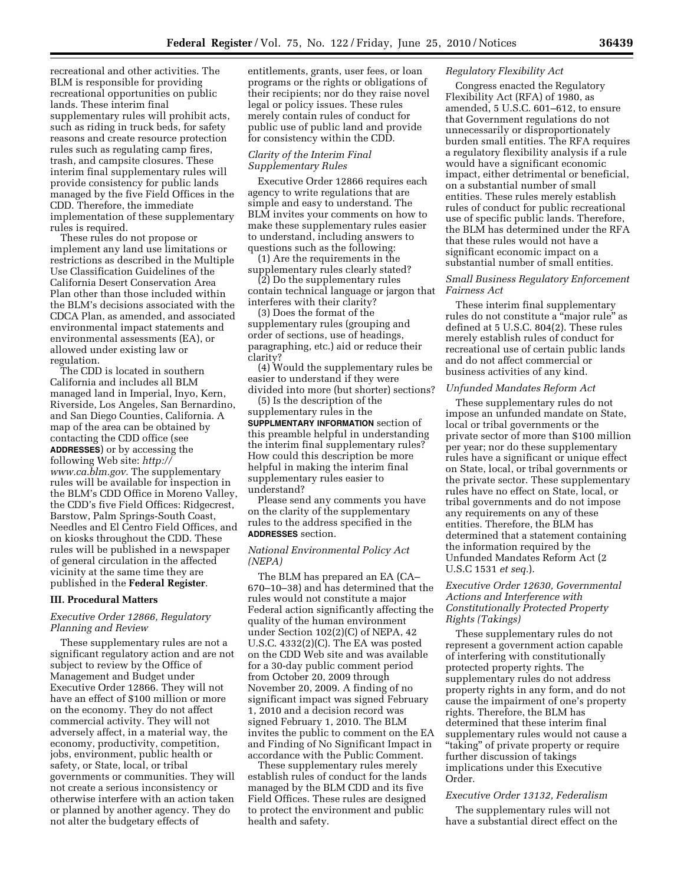recreational and other activities. The BLM is responsible for providing recreational opportunities on public lands. These interim final supplementary rules will prohibit acts, such as riding in truck beds, for safety reasons and create resource protection rules such as regulating camp fires, trash, and campsite closures. These interim final supplementary rules will provide consistency for public lands managed by the five Field Offices in the CDD. Therefore, the immediate implementation of these supplementary rules is required.

These rules do not propose or implement any land use limitations or restrictions as described in the Multiple Use Classification Guidelines of the California Desert Conservation Area Plan other than those included within the BLM's decisions associated with the CDCA Plan, as amended, and associated environmental impact statements and environmental assessments (EA), or allowed under existing law or regulation.

The CDD is located in southern California and includes all BLM managed land in Imperial, Inyo, Kern, Riverside, Los Angeles, San Bernardino, and San Diego Counties, California. A map of the area can be obtained by contacting the CDD office (see **ADDRESSES**) or by accessing the following Web site: *http://www.ca.blm.gov.* The supplementary rules will be available for inspection in the BLM's CDD Office in Moreno Valley, the CDD's five Field Offices: Ridgecrest, Barstow, Palm Springs-South Coast, Needles and El Centro Field Offices, and on kiosks throughout the CDD. These rules will be published in a newspaper of general circulation in the affected vicinity at the same time they are published in the **Federal Register**.

## III. Procedural Matters

### *Executive Order 12866, Regulatory Planning and Review*

These supplementary rules are not a significant regulatory action and are not subject to review by the Office of Management and Budget under Executive Order 12866. They will not have an effect of $100 million or more on the economy. They do not affect commercial activity. They will not adversely affect, in a material way, the economy, productivity, competition, jobs, environment, public health or safety, or State, local, or tribal governments or communities. They will not create a serious inconsistency or otherwise interfere with an action taken or planned by another agency. They do not alter the budgetary effects of entitlements, grants, user fees, or loan programs or the rights or obligations of their recipients; nor do they raise novel legal or policy issues. These rules merely contain rules of conduct for public use of public land and provide for consistency within the CDD.

### *Clarity of the Interim Final Supplementary Rules*

Executive Order 12866 requires each agency to write regulations that are simple and easy to understand. The BLM invites your comments on how to make these supplementary rules easier to understand, including answers to questions such as the following:

(1) Are the requirements in the supplementary rules clearly stated?

(2) Do the supplementary rules contain technical language or jargon that interferes with their clarity?

(3) Does the format of the supplementary rules (grouping and order of sections, use of headings, paragraphing, etc.) aid or reduce their clarity?

(4) Would the supplementary rules be easier to understand if they were divided into more (but shorter) sections?

(5) Is the description of the supplementary rules in the **SUPPLMENTARY INFORMATION** section of this preamble helpful in understanding the interim final supplementary rules? How could this description be more helpful in making the interim final supplementary rules easier to understand?

Please send any comments you have on the clarity of the supplementary rules to the address specified in the **ADDRESSES** section.

### *National Environmental Policy Act (NEPA)*

The BLM has prepared an EA (CA–670–10–38) and has determined that the rules would not constitute a major Federal action significantly affecting the quality of the human environment under Section 102(2)(C) of NEPA, 42 U.S.C. 4332(2)(C). The EA was posted on the CDD Web site and was available for a 30-day public comment period from October 20, 2009 through November 20, 2009. A finding of no significant impact was signed February 1, 2010 and a decision record was signed February 1, 2010. The BLM invites the public to comment on the EA and Finding of No Significant Impact in accordance with the Public Comment.

These supplementary rules merely establish rules of conduct for the lands managed by the BLM CDD and its five Field Offices. These rules are designed to protect the environment and public health and safety.

### *Regulatory Flexibility Act*

Congress enacted the Regulatory Flexibility Act (RFA) of 1980, as amended, 5 U.S.C. 601–612, to ensure that Government regulations do not unnecessarily or disproportionately burden small entities. The RFA requires a regulatory flexibility analysis if a rule would have a significant economic impact, either detrimental or beneficial, on a substantial number of small entities. These rules merely establish rules of conduct for public recreational use of specific public lands. Therefore, the BLM has determined under the RFA that these rules would not have a significant economic impact on a substantial number of small entities.

### *Small Business Regulatory Enforcement Fairness Act*

These interim final supplementary rules do not constitute a "major rule" as defined at 5 U.S.C. 804(2). These rules merely establish rules of conduct for recreational use of certain public lands and do not affect commercial or business activities of any kind.

### *Unfunded Mandates Reform Act*

These supplementary rules do not impose an unfunded mandate on State, local or tribal governments or the private sector of more than $100 million per year; nor do these supplementary rules have a significant or unique effect on State, local, or tribal governments or the private sector. These supplementary rules have no effect on State, local, or tribal governments and do not impose any requirements on any of these entities. Therefore, the BLM has determined that a statement containing the information required by the Unfunded Mandates Reform Act (2 U.S.C 1531 *et seq.*).

### *Executive Order 12630, Governmental Actions and Interference with Constitutionally Protected Property Rights (Takings)*

These supplementary rules do not represent a government action capable of interfering with constitutionally protected property rights. The supplementary rules do not address property rights in any form, and do not cause the impairment of one's property rights. Therefore, the BLM has determined that these interim final supplementary rules would not cause a "taking" of private property or require further discussion of takings implications under this Executive Order.

### *Executive Order 13132, Federalism*

The supplementary rules will not have a substantial direct effect on the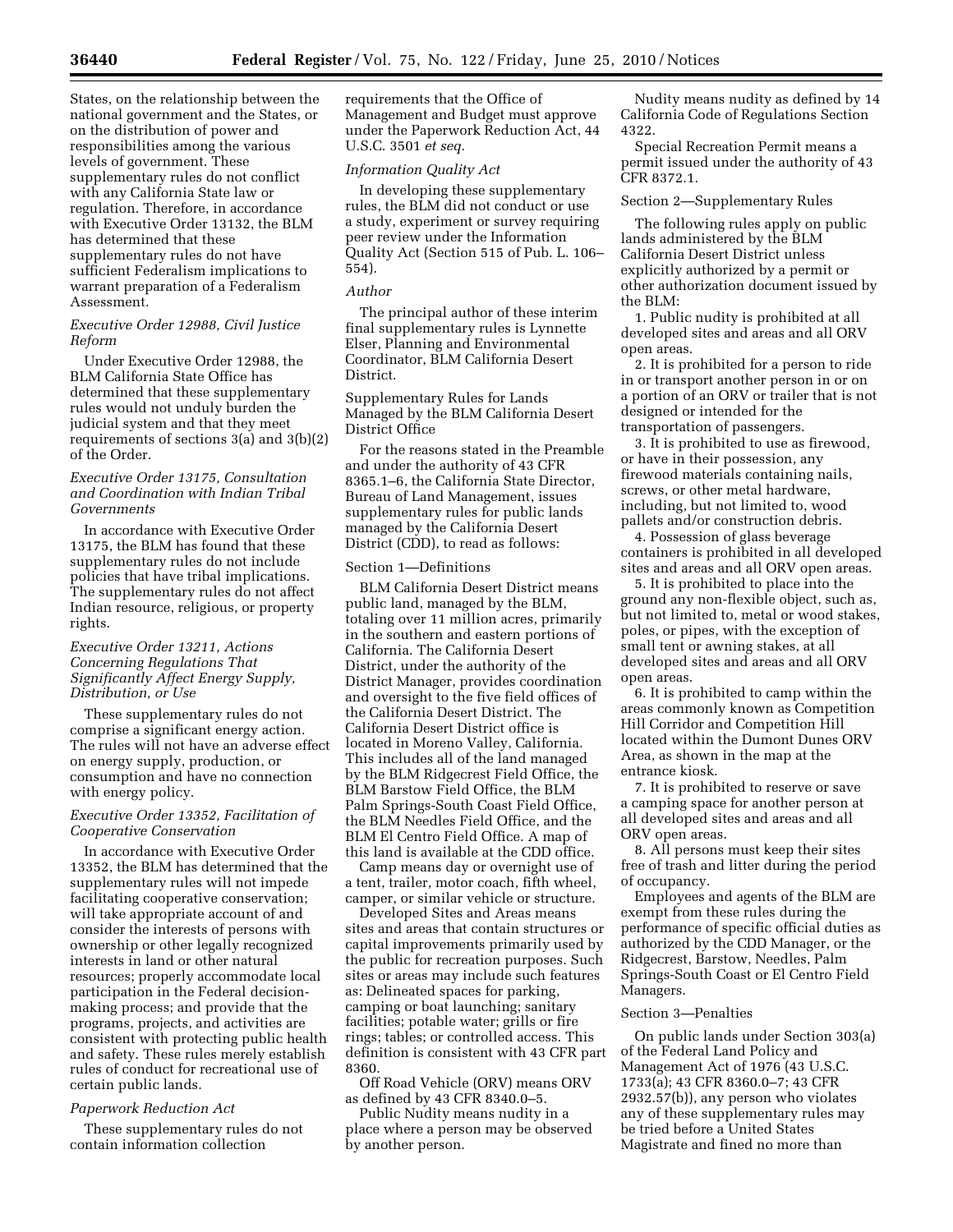States, on the relationship between the national government and the States, or on the distribution of power and responsibilities among the various levels of government. These supplementary rules do not conflict with any California State law or regulation. Therefore, in accordance with Executive Order 13132, the BLM has determined that these supplementary rules do not have sufficient Federalism implications to warrant preparation of a Federalism Assessment.

*Executive Order 12988, Civil Justice Reform*

Under Executive Order 12988, the BLM California State Office has determined that these supplementary rules would not unduly burden the judicial system and that they meet requirements of sections 3(a) and 3(b)(2) of the Order.

*Executive Order 13175, Consultation and Coordination with Indian Tribal Governments*

In accordance with Executive Order 13175, the BLM has found that these supplementary rules do not include policies that have tribal implications. The supplementary rules do not affect Indian resource, religious, or property rights.

*Executive Order 13211, Actions Concerning Regulations That Significantly Affect Energy Supply, Distribution, or Use*

These supplementary rules do not comprise a significant energy action. The rules will not have an adverse effect on energy supply, production, or consumption and have no connection with energy policy.

*Executive Order 13352, Facilitation of Cooperative Conservation*

In accordance with Executive Order 13352, the BLM has determined that the supplementary rules will not impede facilitating cooperative conservation; will take appropriate account of and consider the interests of persons with ownership or other legally recognized interests in land or other natural resources; properly accommodate local participation in the Federal decision-making process; and provide that the programs, projects, and activities are consistent with protecting public health and safety. These rules merely establish rules of conduct for recreational use of certain public lands.

*Paperwork Reduction Act*

These supplementary rules do not contain information collection requirements that the Office of Management and Budget must approve under the Paperwork Reduction Act, 44 U.S.C. 3501 *et seq.*

*Information Quality Act*

In developing these supplementary rules, the BLM did not conduct or use a study, experiment or survey requiring peer review under the Information Quality Act (Section 515 of Pub. L. 106–554).

*Author*

The principal author of these interim final supplementary rules is Lynnette Elser, Planning and Environmental Coordinator, BLM California Desert District.

Supplementary Rules for Lands Managed by the BLM California Desert District Office

For the reasons stated in the Preamble and under the authority of 43 CFR 8365.1–6, the California State Director, Bureau of Land Management, issues supplementary rules for public lands managed by the California Desert District (CDD), to read as follows:

Section 1—Definitions

BLM California Desert District means public land, managed by the BLM, totaling over 11 million acres, primarily in the southern and eastern portions of California. The California Desert District, under the authority of the District Manager, provides coordination and oversight to the five field offices of the California Desert District. The California Desert District office is located in Moreno Valley, California. This includes all of the land managed by the BLM Ridgecrest Field Office, the BLM Barstow Field Office, the BLM Palm Springs-South Coast Field Office, the BLM Needles Field Office, and the BLM El Centro Field Office. A map of this land is available at the CDD office.

Camp means day or overnight use of a tent, trailer, motor coach, fifth wheel, camper, or similar vehicle or structure.

Developed Sites and Areas means sites and areas that contain structures or capital improvements primarily used by the public for recreation purposes. Such sites or areas may include such features as: Delineated spaces for parking, camping or boat launching; sanitary facilities; potable water; grills or fire rings; tables; or controlled access. This definition is consistent with 43 CFR part 8360.

Off Road Vehicle (ORV) means ORV as defined by 43 CFR 8340.0–5.

Public Nudity means nudity in a place where a person may be observed by another person.

Nudity means nudity as defined by 14 California Code of Regulations Section 4322.

Special Recreation Permit means a permit issued under the authority of 43 CFR 8372.1.

Section 2—Supplementary Rules

The following rules apply on public lands administered by the BLM California Desert District unless explicitly authorized by a permit or other authorization document issued by the BLM:

1. Public nudity is prohibited at all developed sites and areas and all ORV open areas.
2. It is prohibited for a person to ride in or transport another person in or on a portion of an ORV or trailer that is not designed or intended for the transportation of passengers.
3. It is prohibited to use as firewood, or have in their possession, any firewood materials containing nails, screws, or other metal hardware, including, but not limited to, wood pallets and/or construction debris.
4. Possession of glass beverage containers is prohibited in all developed sites and areas and all ORV open areas.
5. It is prohibited to place into the ground any non-flexible object, such as, but not limited to, metal or wood stakes, poles, or pipes, with the exception of small tent or awning stakes, at all developed sites and areas and all ORV open areas.
6. It is prohibited to camp within the areas commonly known as Competition Hill Corridor and Competition Hill located within the Dumont Dunes ORV Area, as shown in the map at the entrance kiosk.
7. It is prohibited to reserve or save a camping space for another person at all developed sites and areas and all ORV open areas.
8. All persons must keep their sites free of trash and litter during the period of occupancy.

Employees and agents of the BLM are exempt from these rules during the performance of specific official duties as authorized by the CDD Manager, or the Ridgecrest, Barstow, Needles, Palm Springs-South Coast or El Centro Field Managers.

Section 3—Penalties

On public lands under Section 303(a) of the Federal Land Policy and Management Act of 1976 (43 U.S.C. 1733(a); 43 CFR 8360.0–7; 43 CFR 2932.57(b)), any person who violates any of these supplementary rules may be tried before a United States Magistrate and fined no more than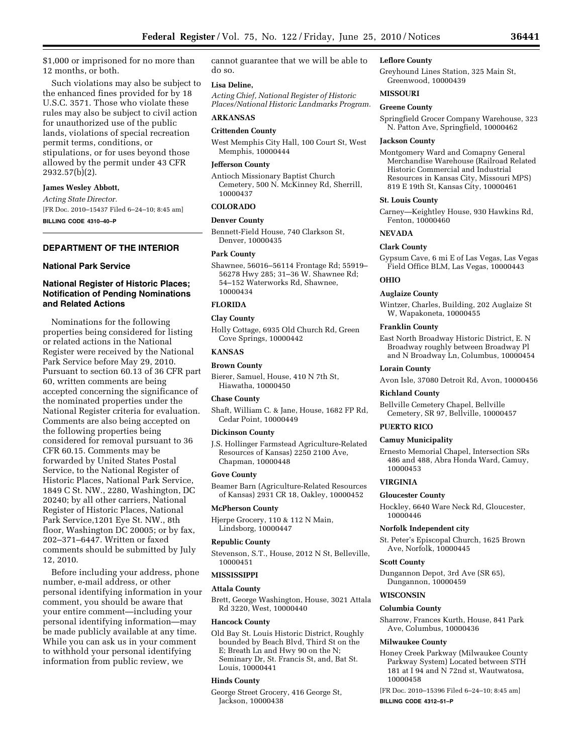$1,000 or imprisoned for no more than 12 months, or both.

Such violations may also be subject to the enhanced fines provided for by 18 U.S.C. 3571. Those who violate these rules may also be subject to civil action for unauthorized use of the public lands, violations of special recreation permit terms, conditions, or stipulations, or for uses beyond those allowed by the permit under 43 CFR 2932.57(b)(2).

**James Wesley Abbott,**

*Acting State Director.*

[FR Doc. 2010–15437 Filed 6–24–10; 8:45 am]

**BILLING CODE 4310–40–P**

---

## DEPARTMENT OF THE INTERIOR

### National Park Service

### National Register of Historic Places; Notification of Pending Nominations and Related Actions

Nominations for the following properties being considered for listing or related actions in the National Register were received by the National Park Service before May 29, 2010. Pursuant to section 60.13 of 36 CFR part 60, written comments are being accepted concerning the significance of the nominated properties under the National Register criteria for evaluation. Comments are also being accepted on the following properties being considered for removal pursuant to 36 CFR 60.15. Comments may be forwarded by United States Postal Service, to the National Register of Historic Places, National Park Service, 1849 C St. NW., 2280, Washington, DC 20240; by all other carriers, National Register of Historic Places, National Park Service,1201 Eye St. NW., 8th floor, Washington DC 20005; or by fax, 202–371–6447. Written or faxed comments should be submitted by July 12, 2010.

Before including your address, phone number, e-mail address, or other personal identifying information in your comment, you should be aware that your entire comment—including your personal identifying information—may be made publicly available at any time. While you can ask us in your comment to withhold your personal identifying information from public review, we cannot guarantee that we will be able to do so.

**Lisa Deline,**

*Acting Chief, National Register of Historic Places/National Historic Landmarks Program.*

**ARKANSAS**

**Crittenden County**

West Memphis City Hall, 100 Court St, West Memphis, 10000444

**Jefferson County**

Antioch Missionary Baptist Church Cemetery, 500 N. McKinney Rd, Sherrill, 10000437

**COLORADO**

**Denver County**

Bennett-Field House, 740 Clarkson St, Denver, 10000435

**Park County**

Shawnee, 56016–56114 Frontage Rd; 55919–56278 Hwy 285; 31–36 W. Shawnee Rd; 54–152 Waterworks Rd, Shawnee, 10000434

**FLORIDA**

**Clay County**

Holly Cottage, 6935 Old Church Rd, Green Cove Springs, 10000442

**KANSAS**

**Brown County**

Bierer, Samuel, House, 410 N 7th St, Hiawatha, 10000450

**Chase County**

Shaft, William C. & Jane, House, 1682 FP Rd, Cedar Point, 10000449

**Dickinson County**

J.S. Hollinger Farmstead Agriculture-Related Resources of Kansas) 2250 2100 Ave, Chapman, 10000448

**Gove County**

Beamer Barn (Agriculture-Related Resources of Kansas) 2931 CR 18, Oakley, 10000452

**McPherson County**

Hjerpe Grocery, 110 & 112 N Main, Lindsborg, 10000447

**Republic County**

Stevenson, S.T., House, 2012 N St, Belleville, 10000451

**MISSISSIPPI**

**Attala County**

Brett, George Washington, House, 3021 Attala Rd 3220, West, 10000440

**Hancock County**

Old Bay St. Louis Historic District, Roughly bounded by Beach Blvd, Third St on the E; Breath Ln and Hwy 90 on the N; Seminary Dr, St. Francis St, and, Bat St. Louis, 10000441

**Hinds County**

George Street Grocery, 416 George St, Jackson, 10000438

**Leflore County**

Greyhound Lines Station, 325 Main St, Greenwood, 10000439

**MISSOURI**

**Greene County**

Springfield Grocer Company Warehouse, 323 N. Patton Ave, Springfield, 10000462

**Jackson County**

Montgomery Ward and Comapny General Merchandise Warehouse (Railroad Related Historic Commercial and Industrial Resources in Kansas City, Missouri MPS) 819 E 19th St, Kansas City, 10000461

**St. Louis County**

Carney—Keightley House, 930 Hawkins Rd, Fenton, 10000460

**NEVADA**

**Clark County**

Gypsum Cave, 6 mi E of Las Vegas, Las Vegas Field Office BLM, Las Vegas, 10000443

**OHIO**

**Auglaize County**

Wintzer, Charles, Building, 202 Auglaize St W, Wapakoneta, 10000455

**Franklin County**

East North Broadway Historic District, E. N Broadway roughly between Broadway Pl and N Broadway Ln, Columbus, 10000454

**Lorain County**

Avon Isle, 37080 Detroit Rd, Avon, 10000456

**Richland County**

Bellville Cemetery Chapel, Bellville Cemetery, SR 97, Bellville, 10000457

**PUERTO RICO**

**Camuy Municipality**

Ernesto Memorial Chapel, Intersection SRs 486 and 488, Abra Honda Ward, Camuy, 10000453

**VIRGINIA**

**Gloucester County**

Hockley, 6640 Ware Neck Rd, Gloucester, 10000446

**Norfolk Independent city**

St. Peter's Episcopal Church, 1625 Brown Ave, Norfolk, 10000445

**Scott County**

Dungannon Depot, 3rd Ave (SR 65), Dungannon, 10000459

**WISCONSIN**

**Columbia County**

Sharrow, Frances Kurth, House, 841 Park Ave, Columbus, 10000436

**Milwaukee County**

Honey Creek Parkway (Milwaukee County Parkway System) Located between STH 181 at I 94 and N 72nd st, Wautwatosa, 10000458

[FR Doc. 2010–15396 Filed 6–24–10; 8:45 am]

**BILLING CODE 4312–51–P**